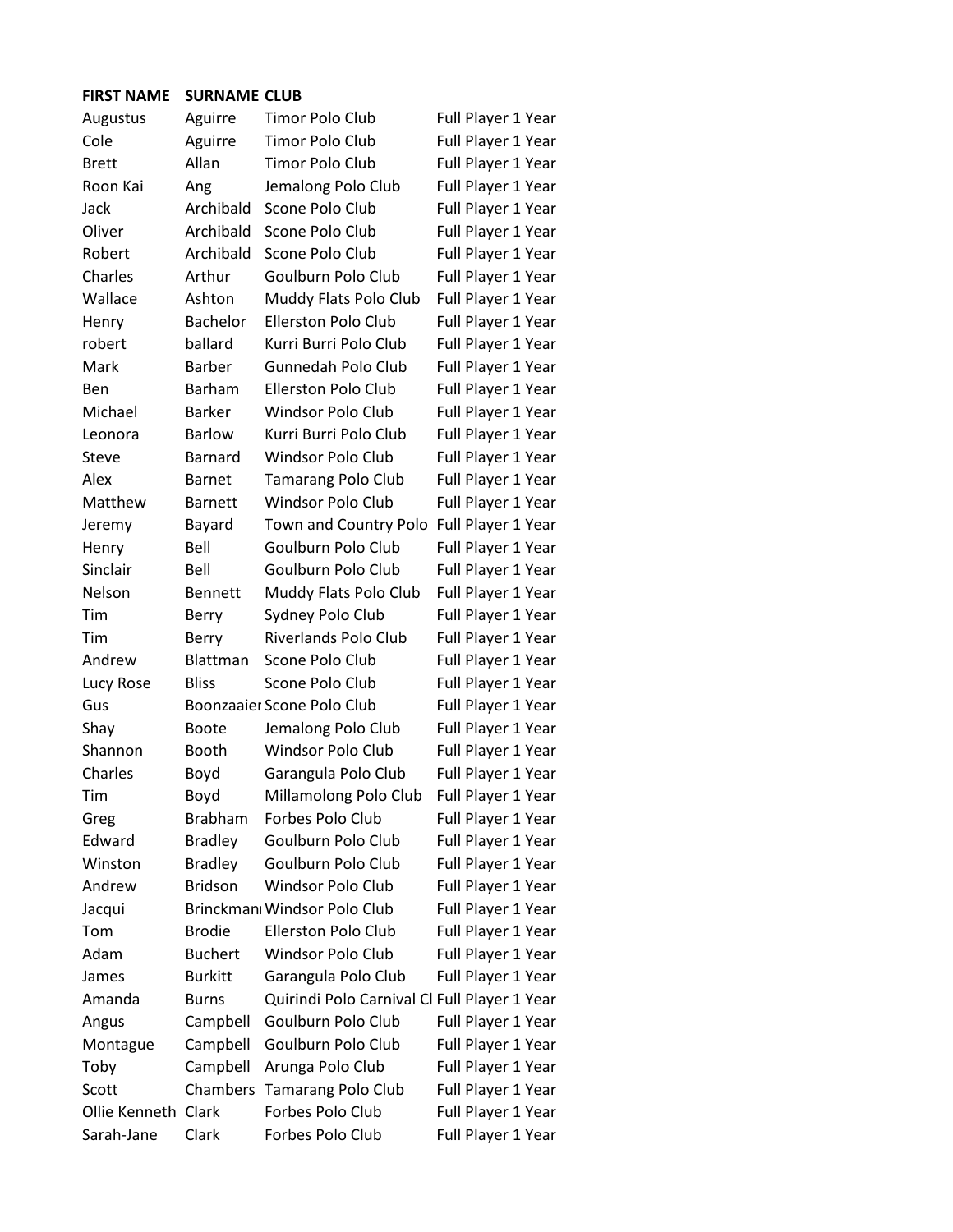| FIRST NAME | SURNAME | CLUB | |
|---|---|---|---|
| Augustus | Aguirre | Timor Polo Club | Full Player 1 Year |
| Cole | Aguirre | Timor Polo Club | Full Player 1 Year |
| Brett | Allan | Timor Polo Club | Full Player 1 Year |
| Roon Kai | Ang | Jemalong Polo Club | Full Player 1 Year |
| Jack | Archibald | Scone Polo Club | Full Player 1 Year |
| Oliver | Archibald | Scone Polo Club | Full Player 1 Year |
| Robert | Archibald | Scone Polo Club | Full Player 1 Year |
| Charles | Arthur | Goulburn Polo Club | Full Player 1 Year |
| Wallace | Ashton | Muddy Flats Polo Club | Full Player 1 Year |
| Henry | Bachelor | Ellerston Polo Club | Full Player 1 Year |
| robert | ballard | Kurri Burri Polo Club | Full Player 1 Year |
| Mark | Barber | Gunnedah Polo Club | Full Player 1 Year |
| Ben | Barham | Ellerston Polo Club | Full Player 1 Year |
| Michael | Barker | Windsor Polo Club | Full Player 1 Year |
| Leonora | Barlow | Kurri Burri Polo Club | Full Player 1 Year |
| Steve | Barnard | Windsor Polo Club | Full Player 1 Year |
| Alex | Barnet | Tamarang Polo Club | Full Player 1 Year |
| Matthew | Barnett | Windsor Polo Club | Full Player 1 Year |
| Jeremy | Bayard | Town and Country Polo | Full Player 1 Year |
| Henry | Bell | Goulburn Polo Club | Full Player 1 Year |
| Sinclair | Bell | Goulburn Polo Club | Full Player 1 Year |
| Nelson | Bennett | Muddy Flats Polo Club | Full Player 1 Year |
| Tim | Berry | Sydney Polo Club | Full Player 1 Year |
| Tim | Berry | Riverlands Polo Club | Full Player 1 Year |
| Andrew | Blattman | Scone Polo Club | Full Player 1 Year |
| Lucy Rose | Bliss | Scone Polo Club | Full Player 1 Year |
| Gus | Boonzaaier | Scone Polo Club | Full Player 1 Year |
| Shay | Boote | Jemalong Polo Club | Full Player 1 Year |
| Shannon | Booth | Windsor Polo Club | Full Player 1 Year |
| Charles | Boyd | Garangula Polo Club | Full Player 1 Year |
| Tim | Boyd | Millamolong Polo Club | Full Player 1 Year |
| Greg | Brabham | Forbes Polo Club | Full Player 1 Year |
| Edward | Bradley | Goulburn Polo Club | Full Player 1 Year |
| Winston | Bradley | Goulburn Polo Club | Full Player 1 Year |
| Andrew | Bridson | Windsor Polo Club | Full Player 1 Year |
| Jacqui | Brinckmann | Windsor Polo Club | Full Player 1 Year |
| Tom | Brodie | Ellerston Polo Club | Full Player 1 Year |
| Adam | Buchert | Windsor Polo Club | Full Player 1 Year |
| James | Burkitt | Garangula Polo Club | Full Player 1 Year |
| Amanda | Burns | Quirindi Polo Carnival Cl | Full Player 1 Year |
| Angus | Campbell | Goulburn Polo Club | Full Player 1 Year |
| Montague | Campbell | Goulburn Polo Club | Full Player 1 Year |
| Toby | Campbell | Arunga Polo Club | Full Player 1 Year |
| Scott | Chambers | Tamarang Polo Club | Full Player 1 Year |
| Ollie Kenneth | Clark | Forbes Polo Club | Full Player 1 Year |
| Sarah-Jane | Clark | Forbes Polo Club | Full Player 1 Year |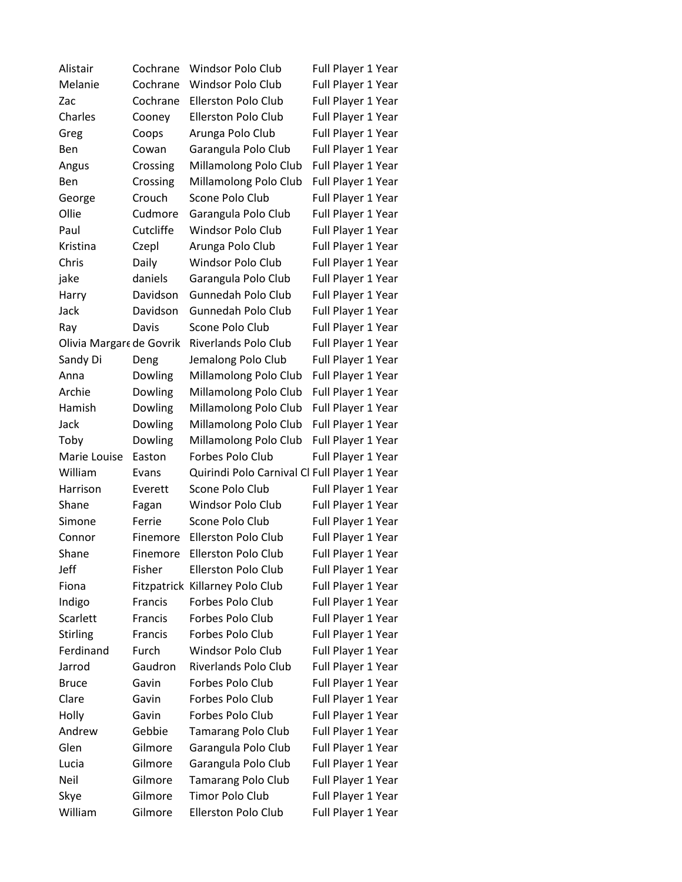| | | | |
|---|---|---|---|
| Alistair | Cochrane | Windsor Polo Club | Full Player 1 Year |
| Melanie | Cochrane | Windsor Polo Club | Full Player 1 Year |
| Zac | Cochrane | Ellerston Polo Club | Full Player 1 Year |
| Charles | Cooney | Ellerston Polo Club | Full Player 1 Year |
| Greg | Coops | Arunga Polo Club | Full Player 1 Year |
| Ben | Cowan | Garangula Polo Club | Full Player 1 Year |
| Angus | Crossing | Millamolong Polo Club | Full Player 1 Year |
| Ben | Crossing | Millamolong Polo Club | Full Player 1 Year |
| George | Crouch | Scone Polo Club | Full Player 1 Year |
| Ollie | Cudmore | Garangula Polo Club | Full Player 1 Year |
| Paul | Cutcliffe | Windsor Polo Club | Full Player 1 Year |
| Kristina | Czepl | Arunga Polo Club | Full Player 1 Year |
| Chris | Daily | Windsor Polo Club | Full Player 1 Year |
| jake | daniels | Garangula Polo Club | Full Player 1 Year |
| Harry | Davidson | Gunnedah Polo Club | Full Player 1 Year |
| Jack | Davidson | Gunnedah Polo Club | Full Player 1 Year |
| Ray | Davis | Scone Polo Club | Full Player 1 Year |
| Olivia Margare | de Govrik | Riverlands Polo Club | Full Player 1 Year |
| Sandy Di | Deng | Jemalong Polo Club | Full Player 1 Year |
| Anna | Dowling | Millamolong Polo Club | Full Player 1 Year |
| Archie | Dowling | Millamolong Polo Club | Full Player 1 Year |
| Hamish | Dowling | Millamolong Polo Club | Full Player 1 Year |
| Jack | Dowling | Millamolong Polo Club | Full Player 1 Year |
| Toby | Dowling | Millamolong Polo Club | Full Player 1 Year |
| Marie Louise | Easton | Forbes Polo Club | Full Player 1 Year |
| William | Evans | Quirindi Polo Carnival Cl | Full Player 1 Year |
| Harrison | Everett | Scone Polo Club | Full Player 1 Year |
| Shane | Fagan | Windsor Polo Club | Full Player 1 Year |
| Simone | Ferrie | Scone Polo Club | Full Player 1 Year |
| Connor | Finemore | Ellerston Polo Club | Full Player 1 Year |
| Shane | Finemore | Ellerston Polo Club | Full Player 1 Year |
| Jeff | Fisher | Ellerston Polo Club | Full Player 1 Year |
| Fiona | Fitzpatrick | Killarney Polo Club | Full Player 1 Year |
| Indigo | Francis | Forbes Polo Club | Full Player 1 Year |
| Scarlett | Francis | Forbes Polo Club | Full Player 1 Year |
| Stirling | Francis | Forbes Polo Club | Full Player 1 Year |
| Ferdinand | Furch | Windsor Polo Club | Full Player 1 Year |
| Jarrod | Gaudron | Riverlands Polo Club | Full Player 1 Year |
| Bruce | Gavin | Forbes Polo Club | Full Player 1 Year |
| Clare | Gavin | Forbes Polo Club | Full Player 1 Year |
| Holly | Gavin | Forbes Polo Club | Full Player 1 Year |
| Andrew | Gebbie | Tamarang Polo Club | Full Player 1 Year |
| Glen | Gilmore | Garangula Polo Club | Full Player 1 Year |
| Lucia | Gilmore | Garangula Polo Club | Full Player 1 Year |
| Neil | Gilmore | Tamarang Polo Club | Full Player 1 Year |
| Skye | Gilmore | Timor Polo Club | Full Player 1 Year |
| William | Gilmore | Ellerston Polo Club | Full Player 1 Year |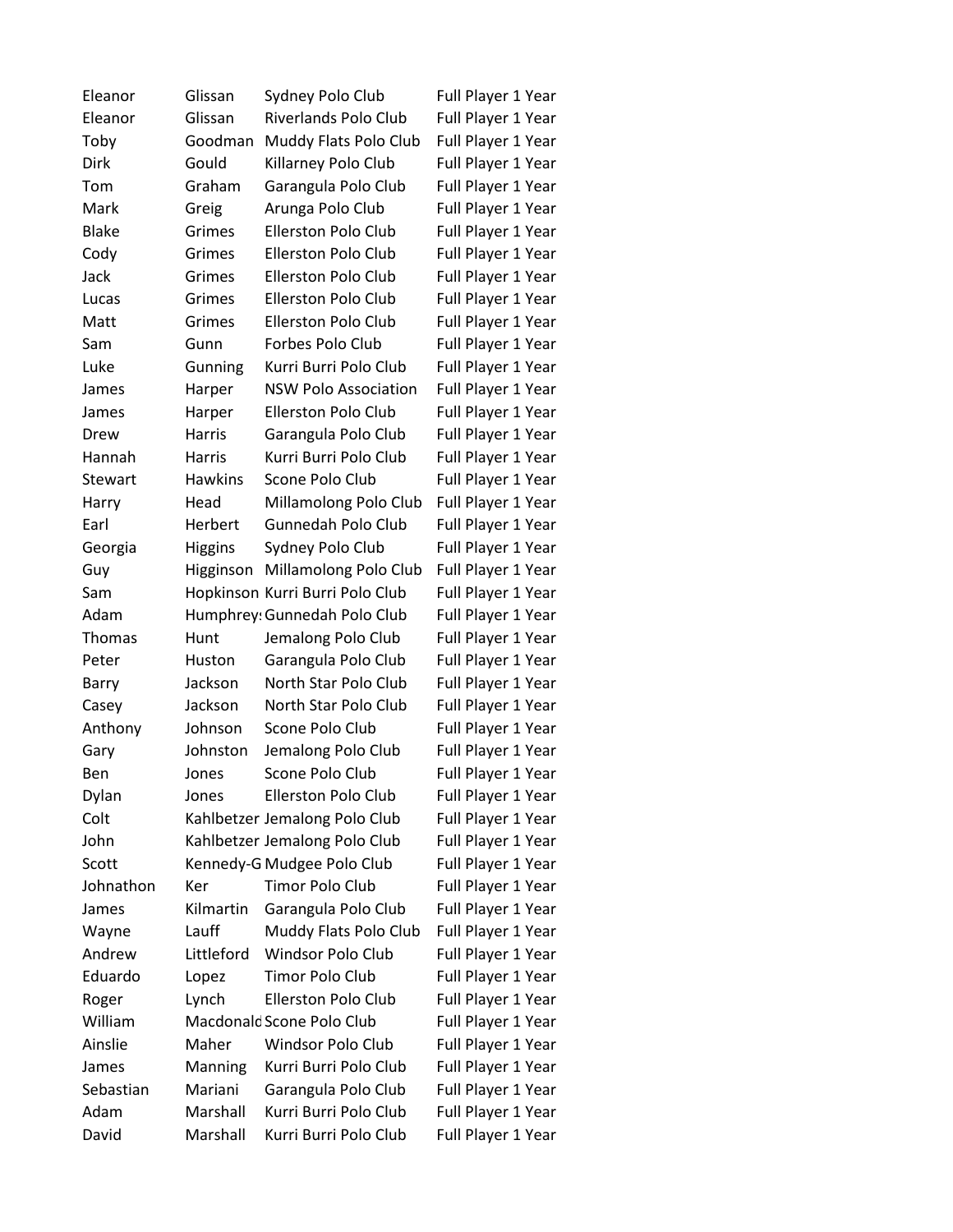| | | | |
|---|---|---|---|
| Eleanor | Glissan | Sydney Polo Club | Full Player 1 Year |
| Eleanor | Glissan | Riverlands Polo Club | Full Player 1 Year |
| Toby | Goodman | Muddy Flats Polo Club | Full Player 1 Year |
| Dirk | Gould | Killarney Polo Club | Full Player 1 Year |
| Tom | Graham | Garangula Polo Club | Full Player 1 Year |
| Mark | Greig | Arunga Polo Club | Full Player 1 Year |
| Blake | Grimes | Ellerston Polo Club | Full Player 1 Year |
| Cody | Grimes | Ellerston Polo Club | Full Player 1 Year |
| Jack | Grimes | Ellerston Polo Club | Full Player 1 Year |
| Lucas | Grimes | Ellerston Polo Club | Full Player 1 Year |
| Matt | Grimes | Ellerston Polo Club | Full Player 1 Year |
| Sam | Gunn | Forbes Polo Club | Full Player 1 Year |
| Luke | Gunning | Kurri Burri Polo Club | Full Player 1 Year |
| James | Harper | NSW Polo Association | Full Player 1 Year |
| James | Harper | Ellerston Polo Club | Full Player 1 Year |
| Drew | Harris | Garangula Polo Club | Full Player 1 Year |
| Hannah | Harris | Kurri Burri Polo Club | Full Player 1 Year |
| Stewart | Hawkins | Scone Polo Club | Full Player 1 Year |
| Harry | Head | Millamolong Polo Club | Full Player 1 Year |
| Earl | Herbert | Gunnedah Polo Club | Full Player 1 Year |
| Georgia | Higgins | Sydney Polo Club | Full Player 1 Year |
| Guy | Higginson | Millamolong Polo Club | Full Player 1 Year |
| Sam | Hopkinson | Kurri Burri Polo Club | Full Player 1 Year |
| Adam | Humphrey | Gunnedah Polo Club | Full Player 1 Year |
| Thomas | Hunt | Jemalong Polo Club | Full Player 1 Year |
| Peter | Huston | Garangula Polo Club | Full Player 1 Year |
| Barry | Jackson | North Star Polo Club | Full Player 1 Year |
| Casey | Jackson | North Star Polo Club | Full Player 1 Year |
| Anthony | Johnson | Scone Polo Club | Full Player 1 Year |
| Gary | Johnston | Jemalong Polo Club | Full Player 1 Year |
| Ben | Jones | Scone Polo Club | Full Player 1 Year |
| Dylan | Jones | Ellerston Polo Club | Full Player 1 Year |
| Colt | Kahlbetzer | Jemalong Polo Club | Full Player 1 Year |
| John | Kahlbetzer | Jemalong Polo Club | Full Player 1 Year |
| Scott | Kennedy-G | Mudgee Polo Club | Full Player 1 Year |
| Johnathon | Ker | Timor Polo Club | Full Player 1 Year |
| James | Kilmartin | Garangula Polo Club | Full Player 1 Year |
| Wayne | Lauff | Muddy Flats Polo Club | Full Player 1 Year |
| Andrew | Littleford | Windsor Polo Club | Full Player 1 Year |
| Eduardo | Lopez | Timor Polo Club | Full Player 1 Year |
| Roger | Lynch | Ellerston Polo Club | Full Player 1 Year |
| William | Macdonald | Scone Polo Club | Full Player 1 Year |
| Ainslie | Maher | Windsor Polo Club | Full Player 1 Year |
| James | Manning | Kurri Burri Polo Club | Full Player 1 Year |
| Sebastian | Mariani | Garangula Polo Club | Full Player 1 Year |
| Adam | Marshall | Kurri Burri Polo Club | Full Player 1 Year |
| David | Marshall | Kurri Burri Polo Club | Full Player 1 Year |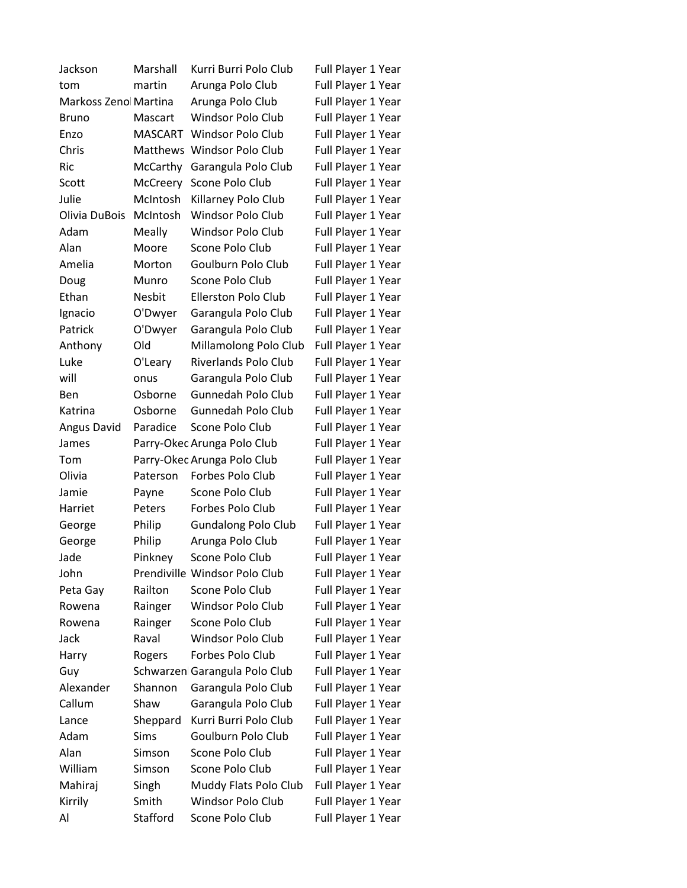| | | | |
|---|---|---|---|
| Jackson | Marshall | Kurri Burri Polo Club | Full Player 1 Year |
| tom | martin | Arunga Polo Club | Full Player 1 Year |
| Markoss Zeno | Martina | Arunga Polo Club | Full Player 1 Year |
| Bruno | Mascart | Windsor Polo Club | Full Player 1 Year |
| Enzo | MASCART | Windsor Polo Club | Full Player 1 Year |
| Chris | Matthews | Windsor Polo Club | Full Player 1 Year |
| Ric | McCarthy | Garangula Polo Club | Full Player 1 Year |
| Scott | McCreery | Scone Polo Club | Full Player 1 Year |
| Julie | McIntosh | Killarney Polo Club | Full Player 1 Year |
| Olivia DuBois | McIntosh | Windsor Polo Club | Full Player 1 Year |
| Adam | Meally | Windsor Polo Club | Full Player 1 Year |
| Alan | Moore | Scone Polo Club | Full Player 1 Year |
| Amelia | Morton | Goulburn Polo Club | Full Player 1 Year |
| Doug | Munro | Scone Polo Club | Full Player 1 Year |
| Ethan | Nesbit | Ellerston Polo Club | Full Player 1 Year |
| Ignacio | O'Dwyer | Garangula Polo Club | Full Player 1 Year |
| Patrick | O'Dwyer | Garangula Polo Club | Full Player 1 Year |
| Anthony | Old | Millamolong Polo Club | Full Player 1 Year |
| Luke | O'Leary | Riverlands Polo Club | Full Player 1 Year |
| will | onus | Garangula Polo Club | Full Player 1 Year |
| Ben | Osborne | Gunnedah Polo Club | Full Player 1 Year |
| Katrina | Osborne | Gunnedah Polo Club | Full Player 1 Year |
| Angus David | Paradice | Scone Polo Club | Full Player 1 Year |
| James | Parry-Okec | Arunga Polo Club | Full Player 1 Year |
| Tom | Parry-Okec | Arunga Polo Club | Full Player 1 Year |
| Olivia | Paterson | Forbes Polo Club | Full Player 1 Year |
| Jamie | Payne | Scone Polo Club | Full Player 1 Year |
| Harriet | Peters | Forbes Polo Club | Full Player 1 Year |
| George | Philip | Gundalong Polo Club | Full Player 1 Year |
| George | Philip | Arunga Polo Club | Full Player 1 Year |
| Jade | Pinkney | Scone Polo Club | Full Player 1 Year |
| John | Prendiville | Windsor Polo Club | Full Player 1 Year |
| Peta Gay | Railton | Scone Polo Club | Full Player 1 Year |
| Rowena | Rainger | Windsor Polo Club | Full Player 1 Year |
| Rowena | Rainger | Scone Polo Club | Full Player 1 Year |
| Jack | Raval | Windsor Polo Club | Full Player 1 Year |
| Harry | Rogers | Forbes Polo Club | Full Player 1 Year |
| Guy | Schwarzen | Garangula Polo Club | Full Player 1 Year |
| Alexander | Shannon | Garangula Polo Club | Full Player 1 Year |
| Callum | Shaw | Garangula Polo Club | Full Player 1 Year |
| Lance | Sheppard | Kurri Burri Polo Club | Full Player 1 Year |
| Adam | Sims | Goulburn Polo Club | Full Player 1 Year |
| Alan | Simson | Scone Polo Club | Full Player 1 Year |
| William | Simson | Scone Polo Club | Full Player 1 Year |
| Mahiraj | Singh | Muddy Flats Polo Club | Full Player 1 Year |
| Kirrily | Smith | Windsor Polo Club | Full Player 1 Year |
| Al | Stafford | Scone Polo Club | Full Player 1 Year |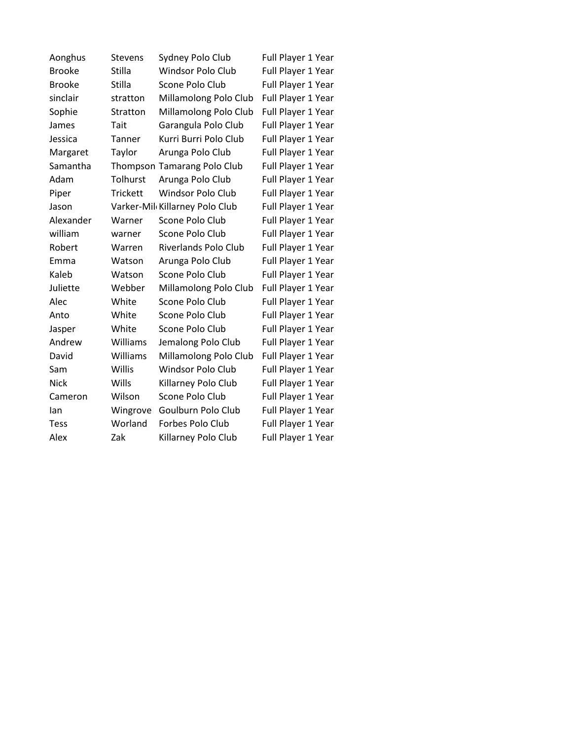| | | | |
|---|---|---|---|
| Aonghus | Stevens | Sydney Polo Club | Full Player 1 Year |
| Brooke | Stilla | Windsor Polo Club | Full Player 1 Year |
| Brooke | Stilla | Scone Polo Club | Full Player 1 Year |
| sinclair | stratton | Millamolong Polo Club | Full Player 1 Year |
| Sophie | Stratton | Millamolong Polo Club | Full Player 1 Year |
| James | Tait | Garangula Polo Club | Full Player 1 Year |
| Jessica | Tanner | Kurri Burri Polo Club | Full Player 1 Year |
| Margaret | Taylor | Arunga Polo Club | Full Player 1 Year |
| Samantha | Thompson | Tamarang Polo Club | Full Player 1 Year |
| Adam | Tolhurst | Arunga Polo Club | Full Player 1 Year |
| Piper | Trickett | Windsor Polo Club | Full Player 1 Year |
| Jason | Varker-Mil | Killarney Polo Club | Full Player 1 Year |
| Alexander | Warner | Scone Polo Club | Full Player 1 Year |
| william | warner | Scone Polo Club | Full Player 1 Year |
| Robert | Warren | Riverlands Polo Club | Full Player 1 Year |
| Emma | Watson | Arunga Polo Club | Full Player 1 Year |
| Kaleb | Watson | Scone Polo Club | Full Player 1 Year |
| Juliette | Webber | Millamolong Polo Club | Full Player 1 Year |
| Alec | White | Scone Polo Club | Full Player 1 Year |
| Anto | White | Scone Polo Club | Full Player 1 Year |
| Jasper | White | Scone Polo Club | Full Player 1 Year |
| Andrew | Williams | Jemalong Polo Club | Full Player 1 Year |
| David | Williams | Millamolong Polo Club | Full Player 1 Year |
| Sam | Willis | Windsor Polo Club | Full Player 1 Year |
| Nick | Wills | Killarney Polo Club | Full Player 1 Year |
| Cameron | Wilson | Scone Polo Club | Full Player 1 Year |
| Ian | Wingrove | Goulburn Polo Club | Full Player 1 Year |
| Tess | Worland | Forbes Polo Club | Full Player 1 Year |
| Alex | Zak | Killarney Polo Club | Full Player 1 Year |